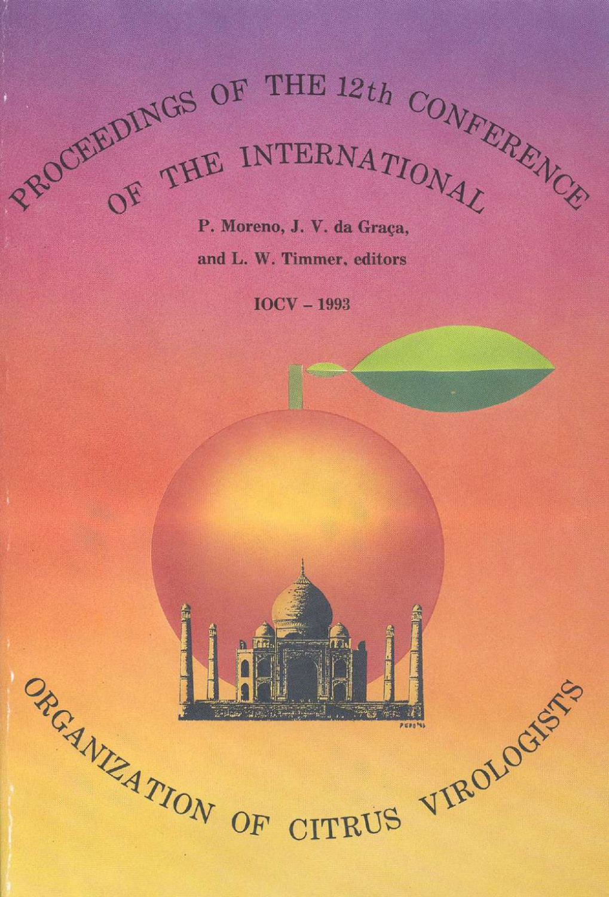# PROCEEDINGS OF THE 12th CONFERENCE OF THE INTERNATIONAL

**P. Moreno, J. V. da Graça, and L. W. Timmer, editors**

**IOCV – 1993**

# ORGANIZATION OF CITRUS VIROLOGISTS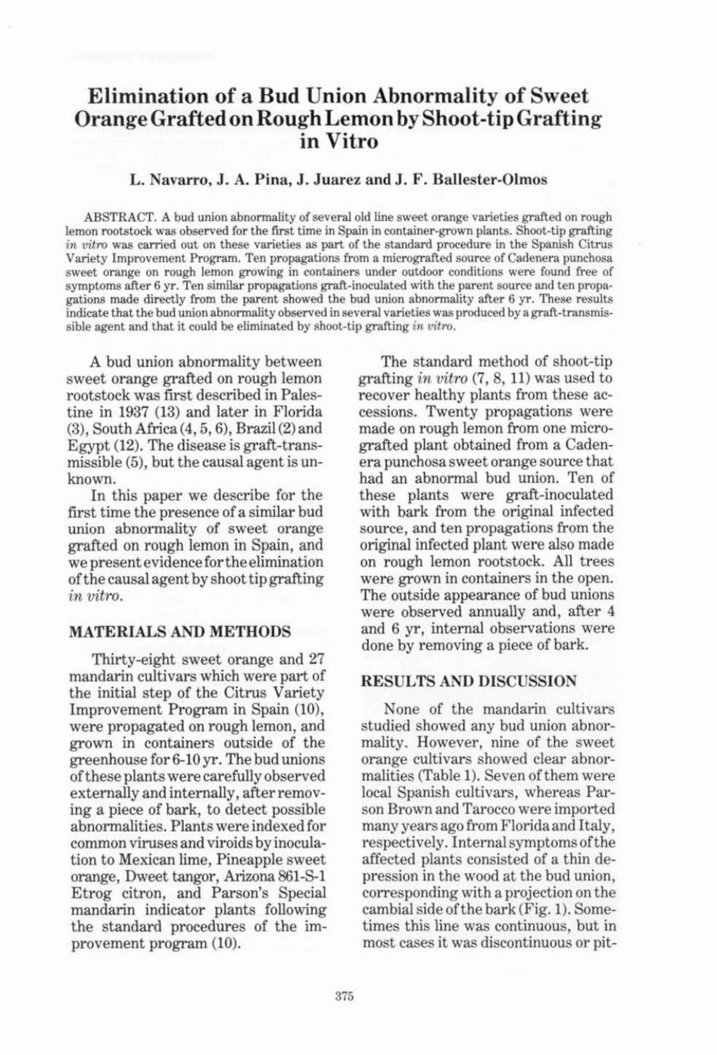# Elimination of a Bud Union Abnormality of Sweet Orange Grafted on Rough Lemon by Shoot-tip Grafting in Vitro

L. Navarro, J. A. Pina, J. Juarez and J. F. Ballester-Olmos

ABSTRACT. A bud union abnormality of several old line sweet orange varieties grafted on rough lemon rootstock was observed for the first time in Spain in container-grown plants. Shoot-tip grafting *in vitro* was carried out on these varieties as part of the standard procedure in the Spanish Citrus Variety Improvement Program. Ten propagations from a micrografted source of Cadenera punchosa sweet orange on rough lemon growing in containers under outdoor conditions were found free of symptoms after 6 yr. Ten similar propagations graft-inoculated with the parent source and ten propagations made directly from the parent showed the bud union abnormality after 6 yr. These results indicate that the bud union abnormality observed in several varieties was produced by a graft-transmissible agent and that it could be eliminated by shoot-tip grafting *in vitro*.

A bud union abnormality between sweet orange grafted on rough lemon rootstock was first described in Palestine in 1937 (13) and later in Florida (3), South Africa (4, 5, 6), Brazil (2) and Egypt (12). The disease is graft-transmissible (5), but the causal agent is unknown.

In this paper we describe for the first time the presence of a similar bud union abnormality of sweet orange grafted on rough lemon in Spain, and we present evidence for the elimination of the causal agent by shoot tip grafting *in vitro*.

## MATERIALS AND METHODS

Thirty-eight sweet orange and 27 mandarin cultivars which were part of the initial step of the Citrus Variety Improvement Program in Spain (10), were propagated on rough lemon, and grown in containers outside of the greenhouse for 6-10 yr. The bud unions of these plants were carefully observed externally and internally, after removing a piece of bark, to detect possible abnormalities. Plants were indexed for common viruses and viroids by inoculation to Mexican lime, Pineapple sweet orange, Dweet tangor, Arizona 861-S-1 Etrog citron, and Parson's Special mandarin indicator plants following the standard procedures of the improvement program (10).

The standard method of shoot-tip grafting *in vitro* (7, 8, 11) was used to recover healthy plants from these accessions. Twenty propagations were made on rough lemon from one micrografted plant obtained from a Cadenera punchosa sweet orange source that had an abnormal bud union. Ten of these plants were graft-inoculated with bark from the original infected source, and ten propagations from the original infected plant were also made on rough lemon rootstock. All trees were grown in containers in the open. The outside appearance of bud unions were observed annually and, after 4 and 6 yr, internal observations were done by removing a piece of bark.

## RESULTS AND DISCUSSION

None of the mandarin cultivars studied showed any bud union abnormality. However, nine of the sweet orange cultivars showed clear abnormalities (Table 1). Seven of them were local Spanish cultivars, whereas Parson Brown and Tarocco were imported many years ago from Florida and Italy, respectively. Internal symptoms of the affected plants consisted of a thin depression in the wood at the bud union, corresponding with a projection on the cambial side of the bark (Fig. 1). Sometimes this line was continuous, but in most cases it was discontinuous or pit-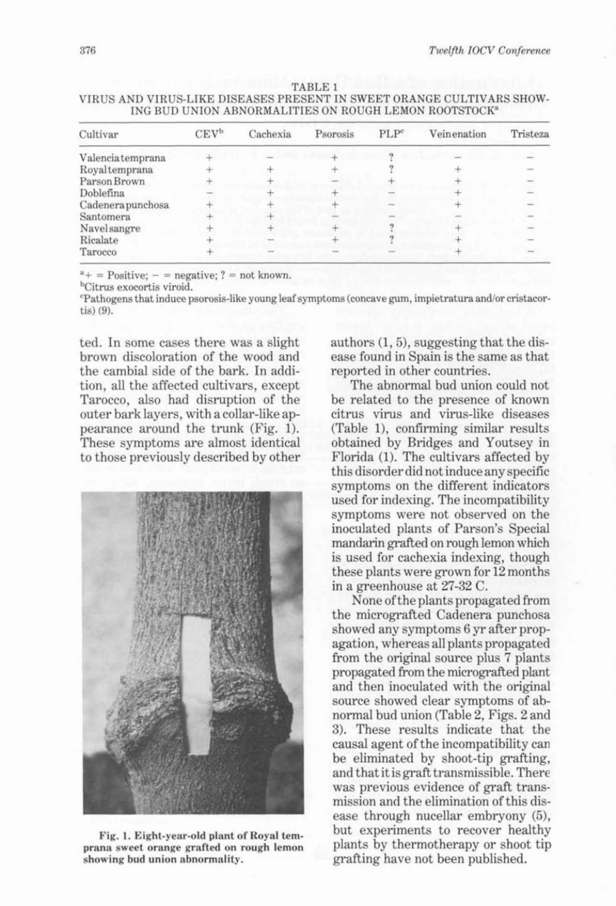TABLE 1
VIRUS AND VIRUS-LIKE DISEASES PRESENT IN SWEET ORANGE CULTIVARS SHOWING BUD UNION ABNORMALITIES ON ROUGH LEMON ROOTSTOCK[a]

| Cultivar | CEV[b] | Cachexia | Psorosis | PLP[c] | Veinenation | Tristeza |
|---|---|---|---|---|---|---|
| Valenciatemprana | + | – | + | ? | – | – |
| Royaltemprana | + | + | + | ? | + | – |
| Parson Brown | + | + | – | + | + | – |
| Doblefina | – | + | + | – | + | – |
| Cadenerapunchosa | + | + | + | – | + | – |
| Santomera | + | + | – | – | – | – |
| Navelsangre | + | + | + | ? | + | – |
| Ricalate | + | – | + | ? | + | – |
| Tarocco | + | – | – | – | + | – |

[a]+ = Positive; – = negative; ? = not known.
[b]Citrus exocortis viroid.
[c]Pathogens that induce psorosis-like young leaf symptoms (concave gum, impietratura and/or cristacortis) (9).

ted. In some cases there was a slight brown discoloration of the wood and the cambial side of the bark. In addition, all the affected cultivars, except Tarocco, also had disruption of the outer bark layers, with a collar-like appearance around the trunk (Fig. 1). These symptoms are almost identical to those previously described by other authors (1, 5), suggesting that the disease found in Spain is the same as that reported in other countries.

Fig. 1. Eight-year-old plant of Royal temprana sweet orange grafted on rough lemon showing bud union abnormality.

The abnormal bud union could not be related to the presence of known citrus virus and virus-like diseases (Table 1), confirming similar results obtained by Bridges and Youtsey in Florida (1). The cultivars affected by this disorder did not induce any specific symptoms on the different indicators used for indexing. The incompatibility symptoms were not observed on the inoculated plants of Parson's Special mandarin grafted on rough lemon which is used for cachexia indexing, though these plants were grown for 12 months in a greenhouse at 27-32 C.

None of the plants propagated from the micrografted Cadenera punchosa showed any symptoms 6 yr after propagation, whereas all plants propagated from the original source plus 7 plants propagated from the micrografted plant and then inoculated with the original source showed clear symptoms of abnormal bud union (Table 2, Figs. 2 and 3). These results indicate that the causal agent of the incompatibility can be eliminated by shoot-tip grafting, and that it is graft transmissible. There was previous evidence of graft transmission and the elimination of this disease through nucellar embryony (5), but experiments to recover healthy plants by thermotherapy or shoot tip grafting have not been published.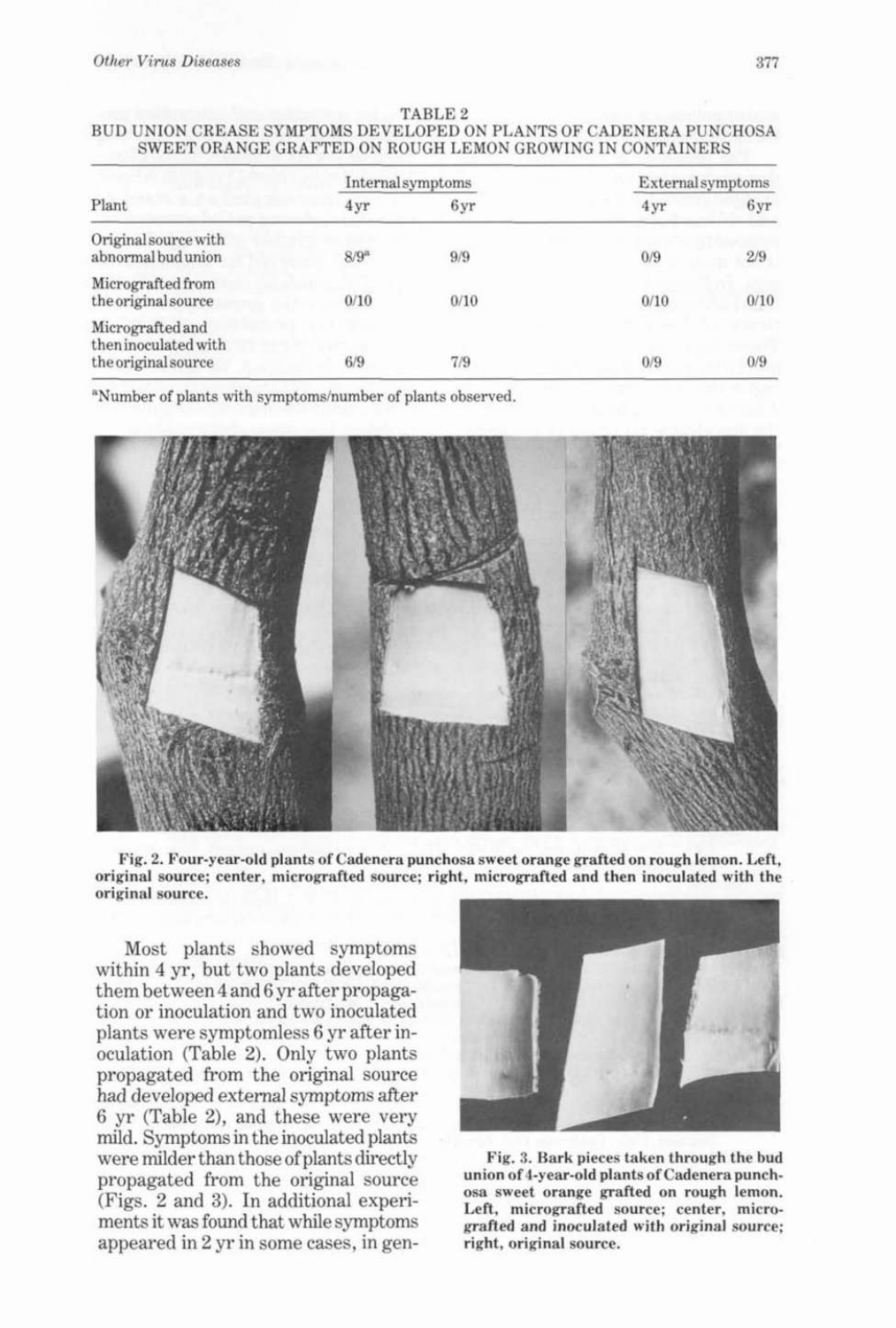TABLE 2
BUD UNION CREASE SYMPTOMS DEVELOPED ON PLANTS OF CADENERA PUNCHOSA SWEET ORANGE GRAFTED ON ROUGH LEMON GROWING IN CONTAINERS

| Plant | Internal symptoms | | External symptoms | |
|---|---|---|---|---|
| | 4 yr | 6 yr | 4 yr | 6 yr |
| Original source with abnormal bud union | 8/9[a] | 9/9 | 0/9 | 2/9 |
| Micrografted from the original source | 0/10 | 0/10 | 0/10 | 0/10 |
| Micrografted and then inoculated with the original source | 6/9 | 7/9 | 0/9 | 0/9 |

[a]Number of plants with symptoms/number of plants observed.

**Fig. 2. Four-year-old plants of Cadenera punchosa sweet orange grafted on rough lemon. Left, original source; center, micrografted source; right, micrografted and then inoculated with the original source.**

Most plants showed symptoms within 4 yr, but two plants developed them between 4 and 6 yr after propagation or inoculation and two inoculated plants were symptomless 6 yr after inoculation (Table 2). Only two plants propagated from the original source had developed external symptoms after 6 yr (Table 2), and these were very mild. Symptoms in the inoculated plants were milder than those of plants directly propagated from the original source (Figs. 2 and 3). In additional experiments it was found that while symptoms appeared in 2 yr in some cases, in gen-

**Fig. 3. Bark pieces taken through the bud union of 4-year-old plants of Cadenera punchosa sweet orange grafted on rough lemon. Left, micrografted source; center, micrografted and inoculated with original source; right, original source.**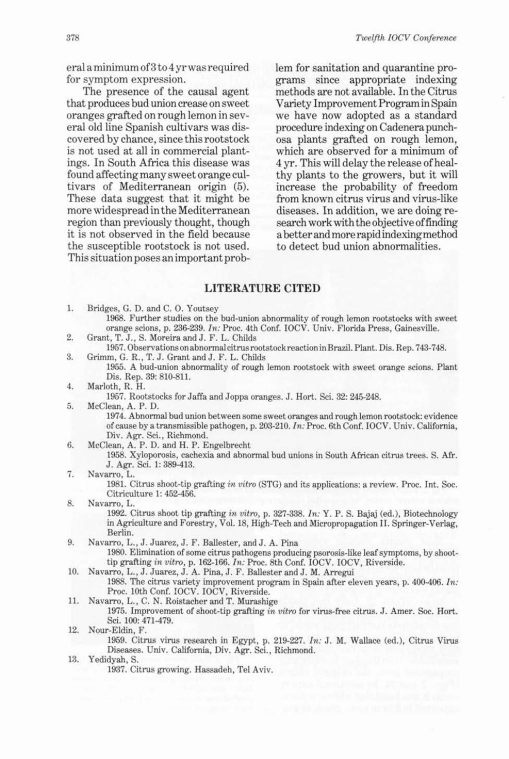eral a minimum of 3 to 4 yr was required for symptom expression.

The presence of the causal agent that produces bud union crease on sweet oranges grafted on rough lemon in several old line Spanish cultivars was discovered by chance, since this rootstock is not used at all in commercial plantings. In South Africa this disease was found affecting many sweet orange cultivars of Mediterranean origin (5). These data suggest that it might be more widespread in the Mediterranean region than previously thought, though it is not observed in the field because the susceptible rootstock is not used. This situation poses an important problem for sanitation and quarantine programs since appropriate indexing methods are not available. In the Citrus Variety Improvement Program in Spain we have now adopted as a standard procedure indexing on Cadenera punchosa plants grafted on rough lemon, which are observed for a minimum of 4 yr. This will delay the release of healthy plants to the growers, but it will increase the probability of freedom from known citrus virus and virus-like diseases. In addition, we are doing research work with the objective of finding a better and more rapid indexing method to detect bud union abnormalities.

## LITERATURE CITED

1. Bridges, G. D. and C. O. Youtsey
   1968. Further studies on the bud-union abnormality of rough lemon rootstocks with sweet orange scions, p. 236-239. *In:* Proc. 4th Conf. IOCV. Univ. Florida Press, Gainesville.
2. Grant, T. J., S. Moreira and J. F. L. Childs
   1957. Observations on abnormal citrus rootstock reaction in Brazil. Plant. Dis. Rep. 743-748.
3. Grimm, G. R., T. J. Grant and J. F. L. Childs
   1955. A bud-union abnormality of rough lemon rootstock with sweet orange scions. Plant Dis. Rep. 39: 810-811.
4. Marloth, R. H.
   1957. Rootstocks for Jaffa and Joppa oranges. J. Hort. Sci. 32: 245-248.
5. McClean, A. P. D.
   1974. Abnormal bud union between some sweet oranges and rough lemon rootstock: evidence of cause by a transmissible pathogen, p. 203-210. *In:* Proc. 6th Conf. IOCV. Univ. California, Div. Agr. Sci., Richmond.
6. McClean, A. P. D. and H. P. Engelbrecht
   1958. Xyloporosis, cachexia and abnormal bud unions in South African citrus trees. S. Afr. J. Agr. Sci. 1: 389-413.
7. Navarro, L.
   1981. Citrus shoot-tip grafting *in vitro* (STG) and its applications: a review. Proc. Int. Soc. Citriculture 1: 452-456.
8. Navarro, L.
   1992. Citrus shoot tip grafting *in vitro*, p. 327-338. *In:* Y. P. S. Bajaj (ed.), Biotechnology in Agriculture and Forestry, Vol. 18, High-Tech and Micropropagation II. Springer-Verlag, Berlin.
9. Navarro, L., J. Juarez, J. F. Ballester, and J. A. Pina
   1980. Elimination of some citrus pathogens producing psorosis-like leaf symptoms, by shoot-tip grafting *in vitro*, p. 162-166. *In:* Proc. 8th Conf. IOCV. IOCV, Riverside.
10. Navarro, L., J. Juarez, J. A. Pina, J. F. Ballester and J. M. Arregui
    1988. The citrus variety improvement program in Spain after eleven years, p. 400-406. *In:* Proc. 10th Conf. IOCV. IOCV, Riverside.
11. Navarro, L., C. N. Roistacher and T. Murashige
    1975. Improvement of shoot-tip grafting *in vitro* for virus-free citrus. J. Amer. Soc. Hort. Sci. 100: 471-479.
12. Nour-Eldin, F.
    1959. Citrus virus research in Egypt, p. 219-227. *In:* J. M. Wallace (ed.), Citrus Virus Diseases. Univ. California, Div. Agr. Sci., Richmond.
13. Yedidyah, S.
    1937. Citrus growing. Hassadeh, Tel Aviv.